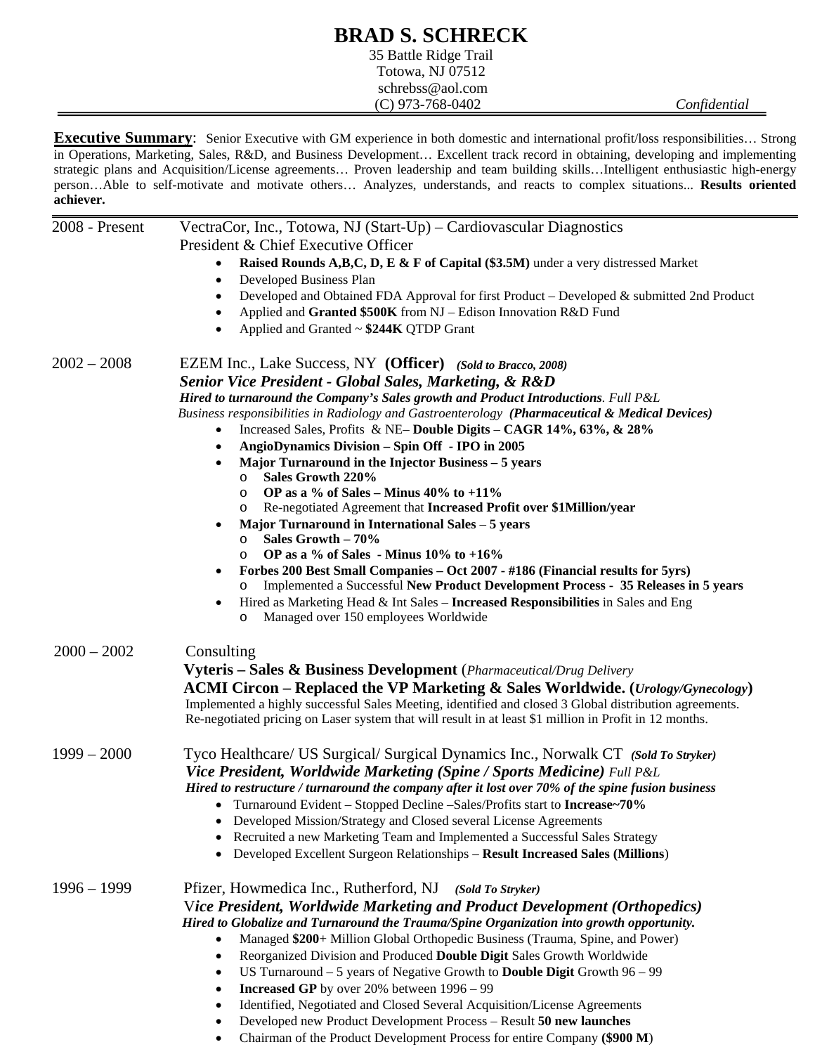# BRAD S. SCHRECK

35 Battle Ridge Trail
Totowa, NJ 07512
schrebss@aol.com
(C) 973-768-0402 *Confidential*

---

**Executive Summary**: Senior Executive with GM experience in both domestic and international profit/loss responsibilities… Strong in Operations, Marketing, Sales, R&D, and Business Development… Excellent track record in obtaining, developing and implementing strategic plans and Acquisition/License agreements… Proven leadership and team building skills…Intelligent enthusiastic high-energy person…Able to self-motivate and motivate others… Analyzes, understands, and reacts to complex situations... **Results oriented achiever.**

---

**2008 - Present**

VectraCor, Inc., Totowa, NJ (Start-Up) – Cardiovascular Diagnostics
President & Chief Executive Officer

- **Raised Rounds A,B,C, D, E & F of Capital ($3.5M)** under a very distressed Market
- Developed Business Plan
- Developed and Obtained FDA Approval for first Product – Developed & submitted 2nd Product
- Applied and **Granted $500K** from NJ – Edison Innovation R&D Fund
- Applied and Granted ~ **$244K** QTDP Grant

**2002 – 2008**

EZEM Inc., Lake Success, NY **(Officer)** ***(Sold to Bracco, 2008)***
***Senior Vice President - Global Sales, Marketing, & R&D***
***Hired to turnaround the Company's Sales growth and Product Introductions****. Full P&L Business responsibilities in Radiology and Gastroenterology* ***(Pharmaceutical & Medical Devices)***

- Increased Sales, Profits & NE– **Double Digits** – **CAGR 14%, 63%, & 28%**
- **AngioDynamics Division – Spin Off - IPO in 2005**
- **Major Turnaround in the Injector Business – 5 years**
  - **Sales Growth 220%**
  - **OP as a % of Sales – Minus 40% to +11%**
  - Re-negotiated Agreement that **Increased Profit over $1Million/year**
- **Major Turnaround in International Sales** – **5 years**
  - **Sales Growth – 70%**
  - **OP as a % of Sales - Minus 10% to +16%**
- **Forbes 200 Best Small Companies – Oct 2007 - #186 (Financial results for 5yrs)**
  - Implemented a Successful **New Product Development Process - 35 Releases in 5 years**
- Hired as Marketing Head & Int Sales – **Increased Responsibilities** in Sales and Eng
  - Managed over 150 employees Worldwide

**2000 – 2002**

Consulting
**Vyteris – Sales & Business Development** (*Pharmaceutical/Drug Delivery*
**ACMI Circon – Replaced the VP Marketing & Sales Worldwide. (*Urology/Gynecology*)**
Implemented a highly successful Sales Meeting, identified and closed 3 Global distribution agreements. Re-negotiated pricing on Laser system that will result in at least $1 million in Profit in 12 months.

**1999 – 2000**

Tyco Healthcare/ US Surgical/ Surgical Dynamics Inc., Norwalk CT ***(Sold To Stryker)***
***Vice President, Worldwide Marketing (Spine / Sports Medicine)*** *Full P&L*
***Hired to restructure / turnaround the company after it lost over 70% of the spine fusion business***

- Turnaround Evident – Stopped Decline –Sales/Profits start to **Increase~70%**
- Developed Mission/Strategy and Closed several License Agreements
- Recruited a new Marketing Team and Implemented a Successful Sales Strategy
- Developed Excellent Surgeon Relationships – **Result Increased Sales (Millions**)

**1996 – 1999**

Pfizer, Howmedica Inc., Rutherford, NJ ***(Sold To Stryker)***
V***ice President, Worldwide Marketing and Product Development (Orthopedics)***
***Hired to Globalize and Turnaround the Trauma/Spine Organization into growth opportunity.***

- Managed **$200**+ Million Global Orthopedic Business (Trauma, Spine, and Power)
- Reorganized Division and Produced **Double Digit** Sales Growth Worldwide
- US Turnaround – 5 years of Negative Growth to **Double Digit** Growth 96 – 99
- **Increased GP** by over 20% between 1996 – 99
- Identified, Negotiated and Closed Several Acquisition/License Agreements
- Developed new Product Development Process – Result **50 new launches**
- Chairman of the Product Development Process for entire Company **($900 M**)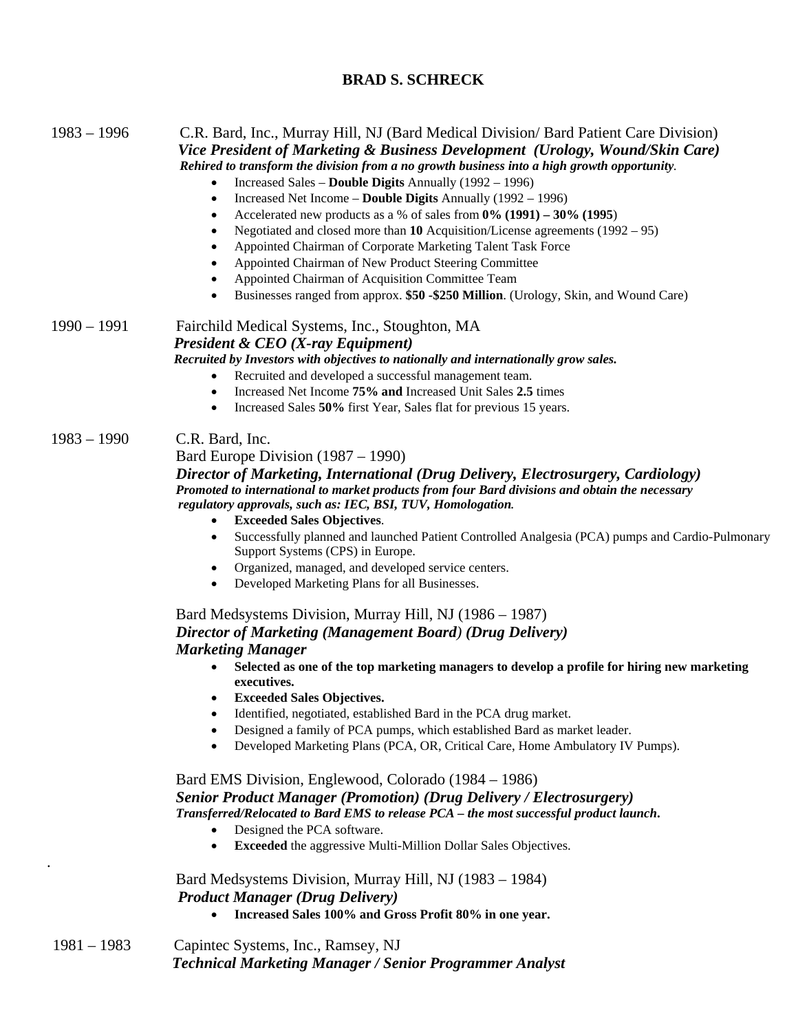# BRAD S. SCHRECK

**1983 – 1996** C.R. Bard, Inc., Murray Hill, NJ (Bard Medical Division/ Bard Patient Care Division)
***Vice President of Marketing & Business Development (Urology, Wound/Skin Care)***
***Rehired to transform the division from a no growth business into a high growth opportunity.***

- Increased Sales – **Double Digits** Annually (1992 – 1996)
- Increased Net Income – **Double Digits** Annually (1992 – 1996)
- Accelerated new products as a % of sales from **0% (1991) – 30% (1995)**
- Negotiated and closed more than **10** Acquisition/License agreements (1992 – 95)
- Appointed Chairman of Corporate Marketing Talent Task Force
- Appointed Chairman of New Product Steering Committee
- Appointed Chairman of Acquisition Committee Team
- Businesses ranged from approx. **$50 -$250 Million**. (Urology, Skin, and Wound Care)

**1990 – 1991** Fairchild Medical Systems, Inc., Stoughton, MA
***President & CEO (X-ray Equipment)***
***Recruited by Investors with objectives to nationally and internationally grow sales.***

- Recruited and developed a successful management team.
- Increased Net Income **75% and** Increased Unit Sales **2.5** times
- Increased Sales **50%** first Year, Sales flat for previous 15 years.

**1983 – 1990** C.R. Bard, Inc.

Bard Europe Division (1987 – 1990)
***Director of Marketing, International (Drug Delivery, Electrosurgery, Cardiology)***
***Promoted to international to market products from four Bard divisions and obtain the necessary regulatory approvals, such as: IEC, BSI, TUV, Homologation.***

- **Exceeded Sales Objectives**.
- Successfully planned and launched Patient Controlled Analgesia (PCA) pumps and Cardio-Pulmonary Support Systems (CPS) in Europe.
- Organized, managed, and developed service centers.
- Developed Marketing Plans for all Businesses.

Bard Medsystems Division, Murray Hill, NJ (1986 – 1987)
***Director of Marketing (Management Board) (Drug Delivery)***
***Marketing Manager***

- **Selected as one of the top marketing managers to develop a profile for hiring new marketing executives.**
- **Exceeded Sales Objectives.**
- Identified, negotiated, established Bard in the PCA drug market.
- Designed a family of PCA pumps, which established Bard as market leader.
- Developed Marketing Plans (PCA, OR, Critical Care, Home Ambulatory IV Pumps).

Bard EMS Division, Englewood, Colorado (1984 – 1986)
***Senior Product Manager (Promotion) (Drug Delivery / Electrosurgery)***
***Transferred/Relocated to Bard EMS to release PCA – the most successful product launch.***

- Designed the PCA software.
- **Exceeded** the aggressive Multi-Million Dollar Sales Objectives.

Bard Medsystems Division, Murray Hill, NJ (1983 – 1984)
***Product Manager (Drug Delivery)***

- **Increased Sales 100% and Gross Profit 80% in one year.**

**1981 – 1983** Capintec Systems, Inc., Ramsey, NJ
***Technical Marketing Manager / Senior Programmer Analyst***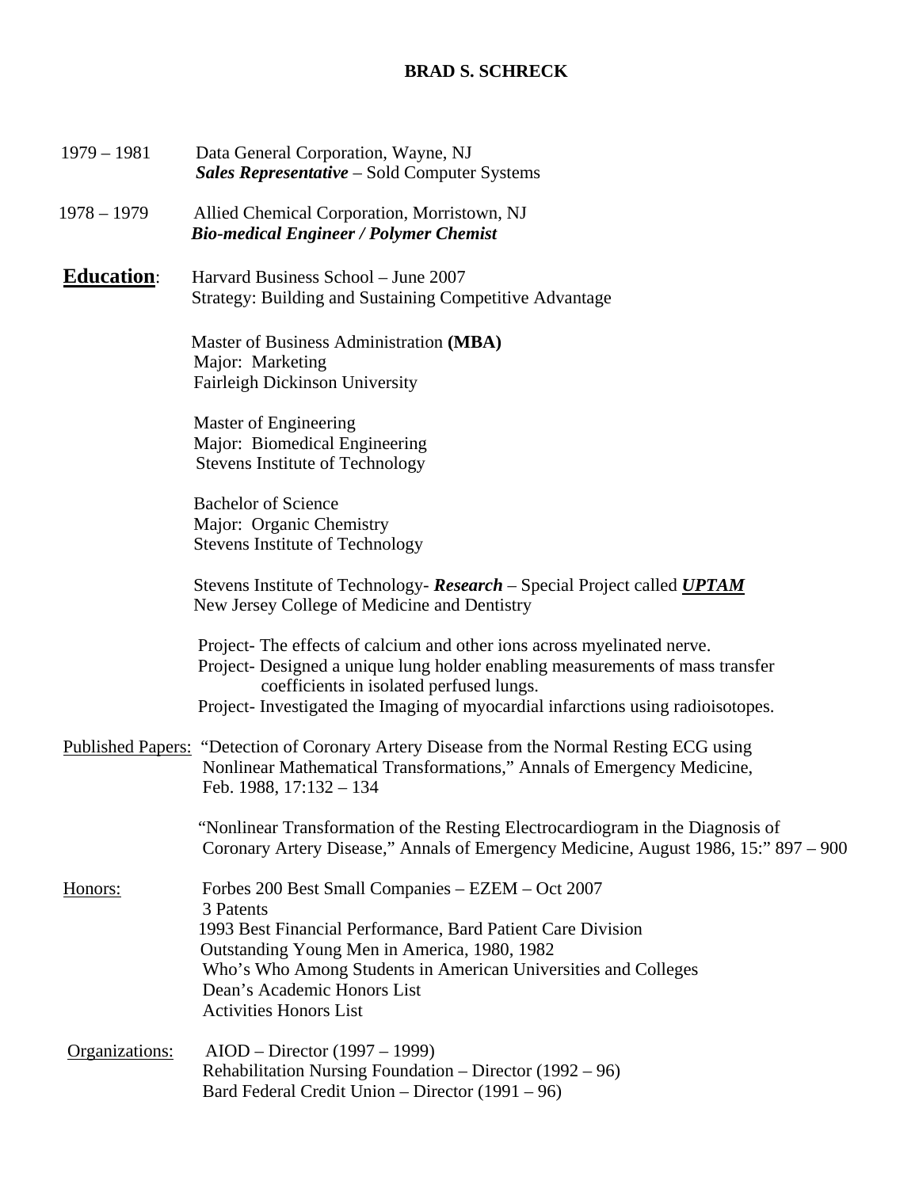**BRAD S. SCHRECK**

1979 – 1981 Data General Corporation, Wayne, NJ
***Sales Representative*** – Sold Computer Systems

1978 – 1979 Allied Chemical Corporation, Morristown, NJ
***Bio-medical Engineer / Polymer Chemist***

## Education:

Harvard Business School – June 2007
Strategy: Building and Sustaining Competitive Advantage

Master of Business Administration **(MBA)**
Major: Marketing
Fairleigh Dickinson University

Master of Engineering
Major: Biomedical Engineering
Stevens Institute of Technology

Bachelor of Science
Major: Organic Chemistry
Stevens Institute of Technology

Stevens Institute of Technology- ***Research*** – Special Project called ***UPTAM***
New Jersey College of Medicine and Dentistry

Project- The effects of calcium and other ions across myelinated nerve.
Project- Designed a unique lung holder enabling measurements of mass transfer coefficients in isolated perfused lungs.
Project- Investigated the Imaging of myocardial infarctions using radioisotopes.

Published Papers: "Detection of Coronary Artery Disease from the Normal Resting ECG using Nonlinear Mathematical Transformations," Annals of Emergency Medicine, Feb. 1988, 17:132 – 134

"Nonlinear Transformation of the Resting Electrocardiogram in the Diagnosis of Coronary Artery Disease," Annals of Emergency Medicine, August 1986, 15:" 897 – 900

Honors:
- Forbes 200 Best Small Companies – EZEM – Oct 2007
- 3 Patents
- 1993 Best Financial Performance, Bard Patient Care Division
- Outstanding Young Men in America, 1980, 1982
- Who's Who Among Students in American Universities and Colleges
- Dean's Academic Honors List
- Activities Honors List

Organizations:
- AIOD – Director (1997 – 1999)
- Rehabilitation Nursing Foundation – Director (1992 – 96)
- Bard Federal Credit Union – Director (1991 – 96)